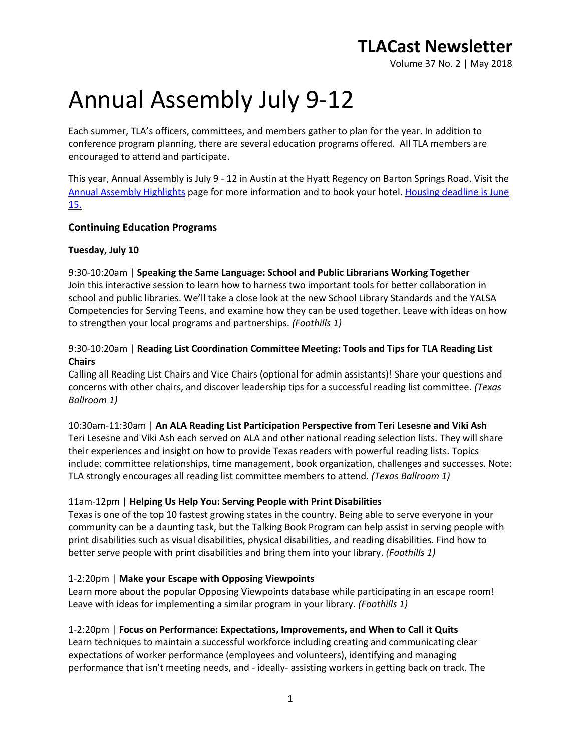# TLACast Newsletter

Volume 37 No. 2 | May 2018

# Annual Assembly July 9-12

Each summer, TLA's officers, committees, and members gather to plan for the year. In addition to conference program planning, there are several education programs offered. All TLA members are encouraged to attend and participate.

This year, Annual Assembly is July 9 - 12 in Austin at the Hyatt Regency on Barton Springs Road. Visit the Annual Assembly Highlights page for more information and to book your hotel. Housing deadline is June 15.

### Continuing Education Programs

**Tuesday, July 10**

9:30-10:20am | **Speaking the Same Language: School and Public Librarians Working Together**
Join this interactive session to learn how to harness two important tools for better collaboration in school and public libraries. We'll take a close look at the new School Library Standards and the YALSA Competencies for Serving Teens, and examine how they can be used together. Leave with ideas on how to strengthen your local programs and partnerships. *(Foothills 1)*

9:30-10:20am | **Reading List Coordination Committee Meeting: Tools and Tips for TLA Reading List Chairs**
Calling all Reading List Chairs and Vice Chairs (optional for admin assistants)! Share your questions and concerns with other chairs, and discover leadership tips for a successful reading list committee. *(Texas Ballroom 1)*

10:30am-11:30am | **An ALA Reading List Participation Perspective from Teri Lesesne and Viki Ash**
Teri Lesesne and Viki Ash each served on ALA and other national reading selection lists. They will share their experiences and insight on how to provide Texas readers with powerful reading lists. Topics include: committee relationships, time management, book organization, challenges and successes. Note: TLA strongly encourages all reading list committee members to attend. *(Texas Ballroom 1)*

11am-12pm | **Helping Us Help You: Serving People with Print Disabilities**
Texas is one of the top 10 fastest growing states in the country. Being able to serve everyone in your community can be a daunting task, but the Talking Book Program can help assist in serving people with print disabilities such as visual disabilities, physical disabilities, and reading disabilities. Find how to better serve people with print disabilities and bring them into your library. *(Foothills 1)*

1-2:20pm | **Make your Escape with Opposing Viewpoints**
Learn more about the popular Opposing Viewpoints database while participating in an escape room! Leave with ideas for implementing a similar program in your library. *(Foothills 1)*

1-2:20pm | **Focus on Performance: Expectations, Improvements, and When to Call it Quits**
Learn techniques to maintain a successful workforce including creating and communicating clear expectations of worker performance (employees and volunteers), identifying and managing performance that isn't meeting needs, and - ideally- assisting workers in getting back on track. The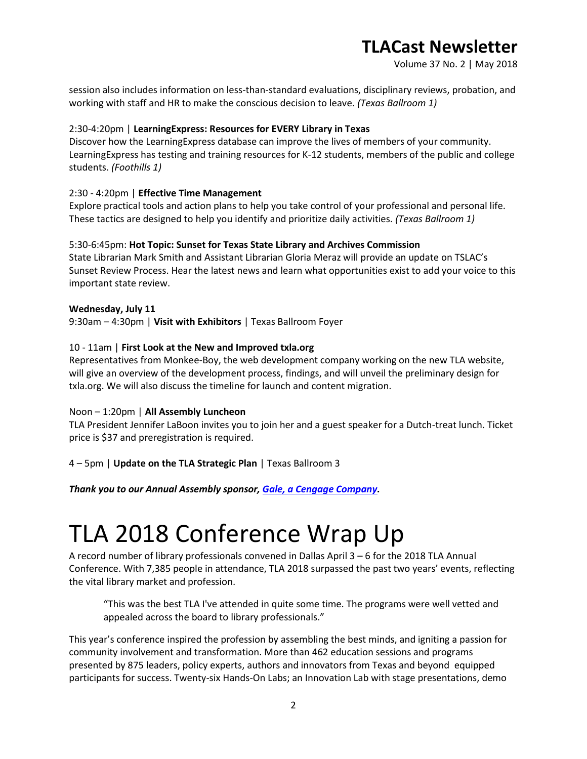session also includes information on less-than-standard evaluations, disciplinary reviews, probation, and working with staff and HR to make the conscious decision to leave. *(Texas Ballroom 1)*

2:30-4:20pm | **LearningExpress: Resources for EVERY Library in Texas**
Discover how the LearningExpress database can improve the lives of members of your community. LearningExpress has testing and training resources for K-12 students, members of the public and college students. *(Foothills 1)*

2:30 - 4:20pm | **Effective Time Management**
Explore practical tools and action plans to help you take control of your professional and personal life. These tactics are designed to help you identify and prioritize daily activities. *(Texas Ballroom 1)*

5:30-6:45pm: **Hot Topic: Sunset for Texas State Library and Archives Commission**
State Librarian Mark Smith and Assistant Librarian Gloria Meraz will provide an update on TSLAC's Sunset Review Process. Hear the latest news and learn what opportunities exist to add your voice to this important state review.

**Wednesday, July 11**
9:30am – 4:30pm | **Visit with Exhibitors** | Texas Ballroom Foyer

10 - 11am | **First Look at the New and Improved txla.org**
Representatives from Monkee-Boy, the web development company working on the new TLA website, will give an overview of the development process, findings, and will unveil the preliminary design for txla.org. We will also discuss the timeline for launch and content migration.

Noon – 1:20pm | **All Assembly Luncheon**
TLA President Jennifer LaBoon invites you to join her and a guest speaker for a Dutch-treat lunch. Ticket price is $37 and preregistration is required.

4 – 5pm | **Update on the TLA Strategic Plan** | Texas Ballroom 3

***Thank you to our Annual Assembly sponsor, Gale, a Cengage Company.***

# TLA 2018 Conference Wrap Up

A record number of library professionals convened in Dallas April 3 – 6 for the 2018 TLA Annual Conference. With 7,385 people in attendance, TLA 2018 surpassed the past two years' events, reflecting the vital library market and profession.

> "This was the best TLA I've attended in quite some time. The programs were well vetted and appealed across the board to library professionals."

This year's conference inspired the profession by assembling the best minds, and igniting a passion for community involvement and transformation. More than 462 education sessions and programs presented by 875 leaders, policy experts, authors and innovators from Texas and beyond equipped participants for success. Twenty-six Hands-On Labs; an Innovation Lab with stage presentations, demo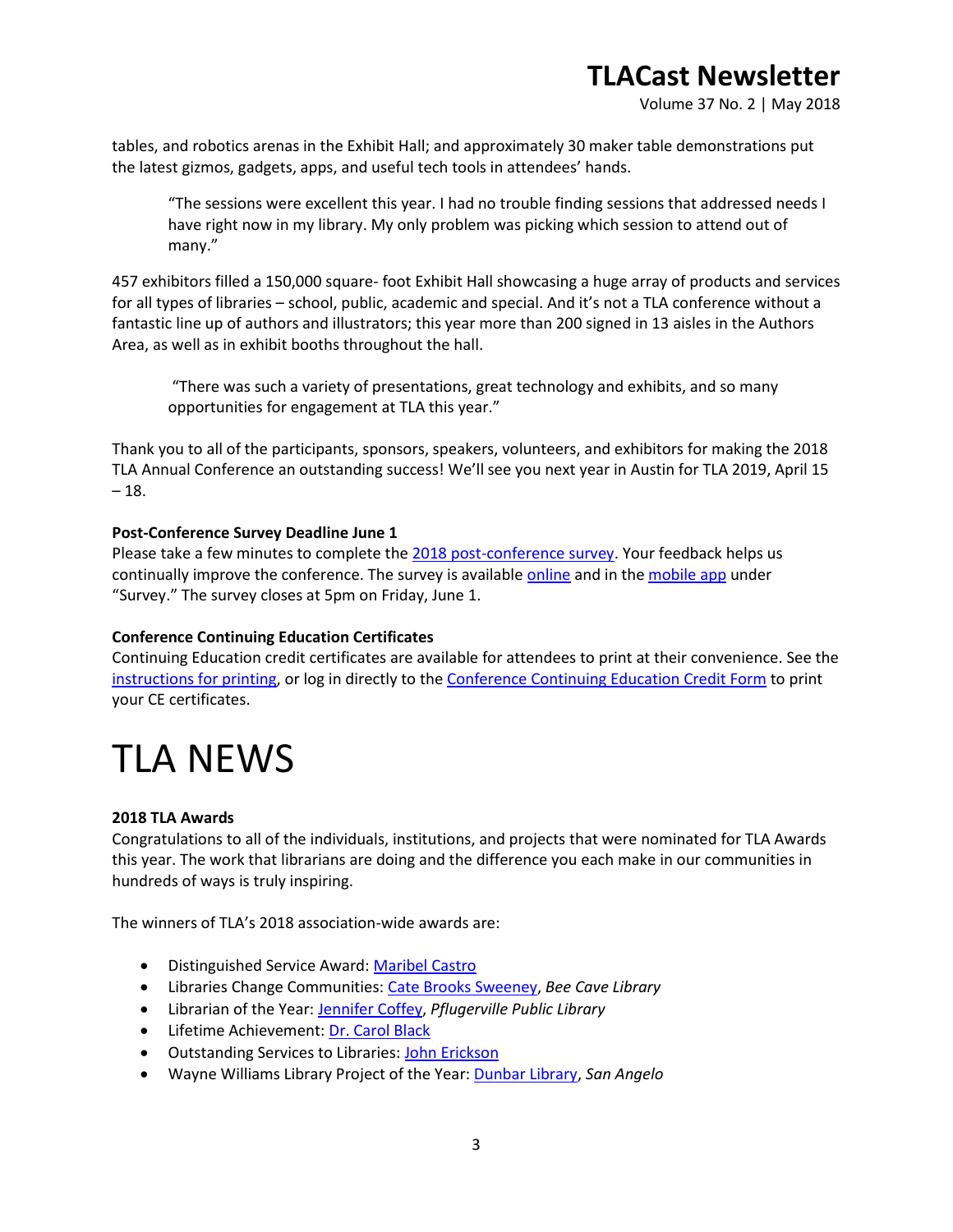tables, and robotics arenas in the Exhibit Hall; and approximately 30 maker table demonstrations put the latest gizmos, gadgets, apps, and useful tech tools in attendees' hands.

> "The sessions were excellent this year. I had no trouble finding sessions that addressed needs I have right now in my library. My only problem was picking which session to attend out of many."

457 exhibitors filled a 150,000 square- foot Exhibit Hall showcasing a huge array of products and services for all types of libraries – school, public, academic and special. And it's not a TLA conference without a fantastic line up of authors and illustrators; this year more than 200 signed in 13 aisles in the Authors Area, as well as in exhibit booths throughout the hall.

> "There was such a variety of presentations, great technology and exhibits, and so many opportunities for engagement at TLA this year."

Thank you to all of the participants, sponsors, speakers, volunteers, and exhibitors for making the 2018 TLA Annual Conference an outstanding success! We'll see you next year in Austin for TLA 2019, April 15 – 18.

**Post-Conference Survey Deadline June 1**

Please take a few minutes to complete the 2018 post-conference survey. Your feedback helps us continually improve the conference. The survey is available online and in the mobile app under "Survey." The survey closes at 5pm on Friday, June 1.

**Conference Continuing Education Certificates**

Continuing Education credit certificates are available for attendees to print at their convenience. See the instructions for printing, or log in directly to the Conference Continuing Education Credit Form to print your CE certificates.

# TLA NEWS

**2018 TLA Awards**

Congratulations to all of the individuals, institutions, and projects that were nominated for TLA Awards this year. The work that librarians are doing and the difference you each make in our communities in hundreds of ways is truly inspiring.

The winners of TLA's 2018 association-wide awards are:

- Distinguished Service Award: Maribel Castro
- Libraries Change Communities: Cate Brooks Sweeney, *Bee Cave Library*
- Librarian of the Year: Jennifer Coffey, *Pflugerville Public Library*
- Lifetime Achievement: Dr. Carol Black
- Outstanding Services to Libraries: John Erickson
- Wayne Williams Library Project of the Year: Dunbar Library, *San Angelo*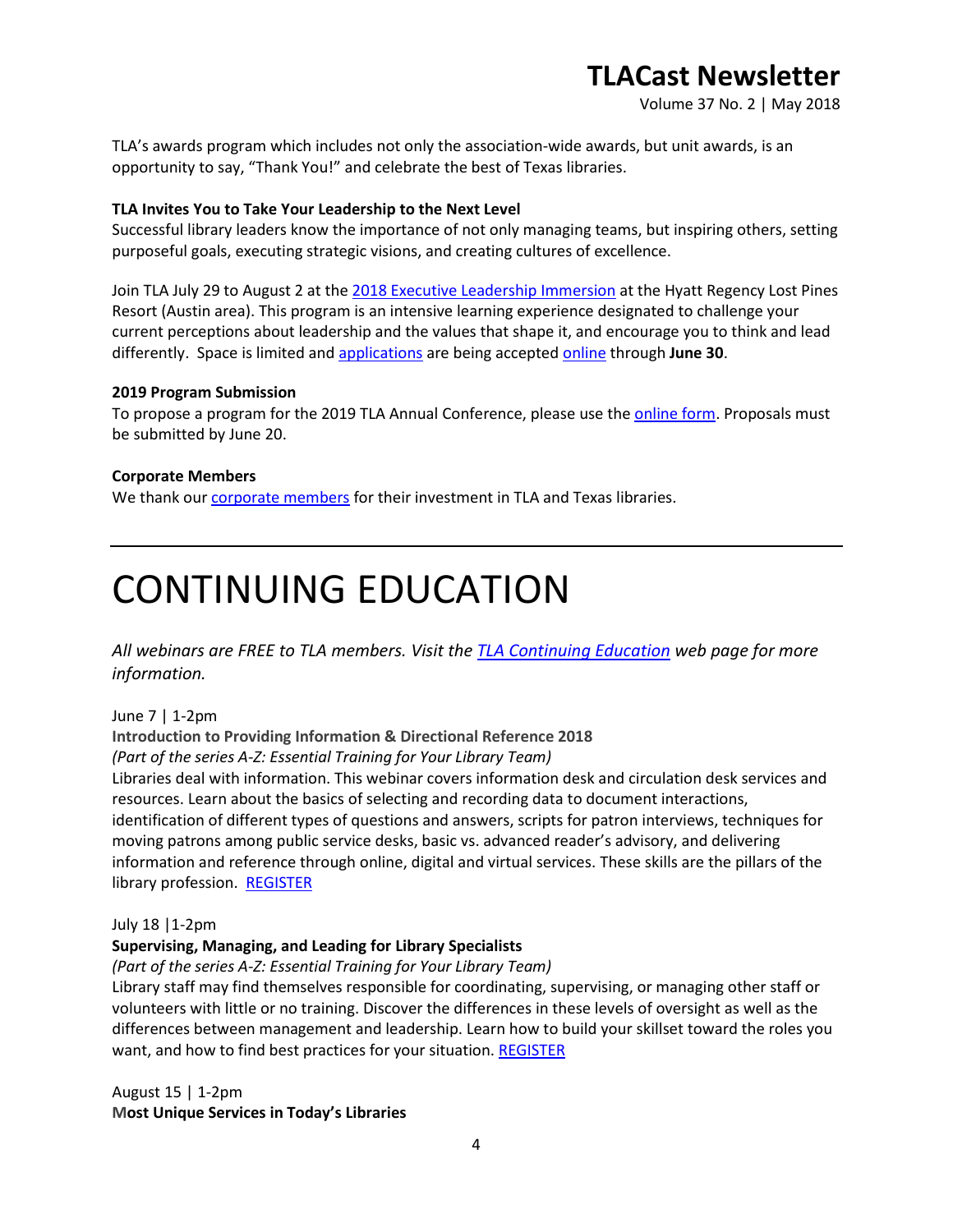TLA's awards program which includes not only the association-wide awards, but unit awards, is an opportunity to say, "Thank You!" and celebrate the best of Texas libraries.

**TLA Invites You to Take Your Leadership to the Next Level**

Successful library leaders know the importance of not only managing teams, but inspiring others, setting purposeful goals, executing strategic visions, and creating cultures of excellence.

Join TLA July 29 to August 2 at the [2018 Executive Leadership Immersion]() at the Hyatt Regency Lost Pines Resort (Austin area). This program is an intensive learning experience designated to challenge your current perceptions about leadership and the values that shape it, and encourage you to think and lead differently. Space is limited and [applications]() are being accepted [online]() through **June 30**.

**2019 Program Submission**

To propose a program for the 2019 TLA Annual Conference, please use the [online form](). Proposals must be submitted by June 20.

**Corporate Members**

We thank our [corporate members]() for their investment in TLA and Texas libraries.

---

# CONTINUING EDUCATION

*All webinars are FREE to TLA members. Visit the [TLA Continuing Education]() web page for more information.*

June 7 | 1-2pm

**Introduction to Providing Information & Directional Reference 2018**

*(Part of the series A-Z: Essential Training for Your Library Team)*

Libraries deal with information. This webinar covers information desk and circulation desk services and resources. Learn about the basics of selecting and recording data to document interactions, identification of different types of questions and answers, scripts for patron interviews, techniques for moving patrons among public service desks, basic vs. advanced reader's advisory, and delivering information and reference through online, digital and virtual services. These skills are the pillars of the library profession. [REGISTER]()

July 18 |1-2pm

**Supervising, Managing, and Leading for Library Specialists**

*(Part of the series A-Z: Essential Training for Your Library Team)*

Library staff may find themselves responsible for coordinating, supervising, or managing other staff or volunteers with little or no training. Discover the differences in these levels of oversight as well as the differences between management and leadership. Learn how to build your skillset toward the roles you want, and how to find best practices for your situation. [REGISTER]()

August 15 | 1-2pm

**Most Unique Services in Today's Libraries**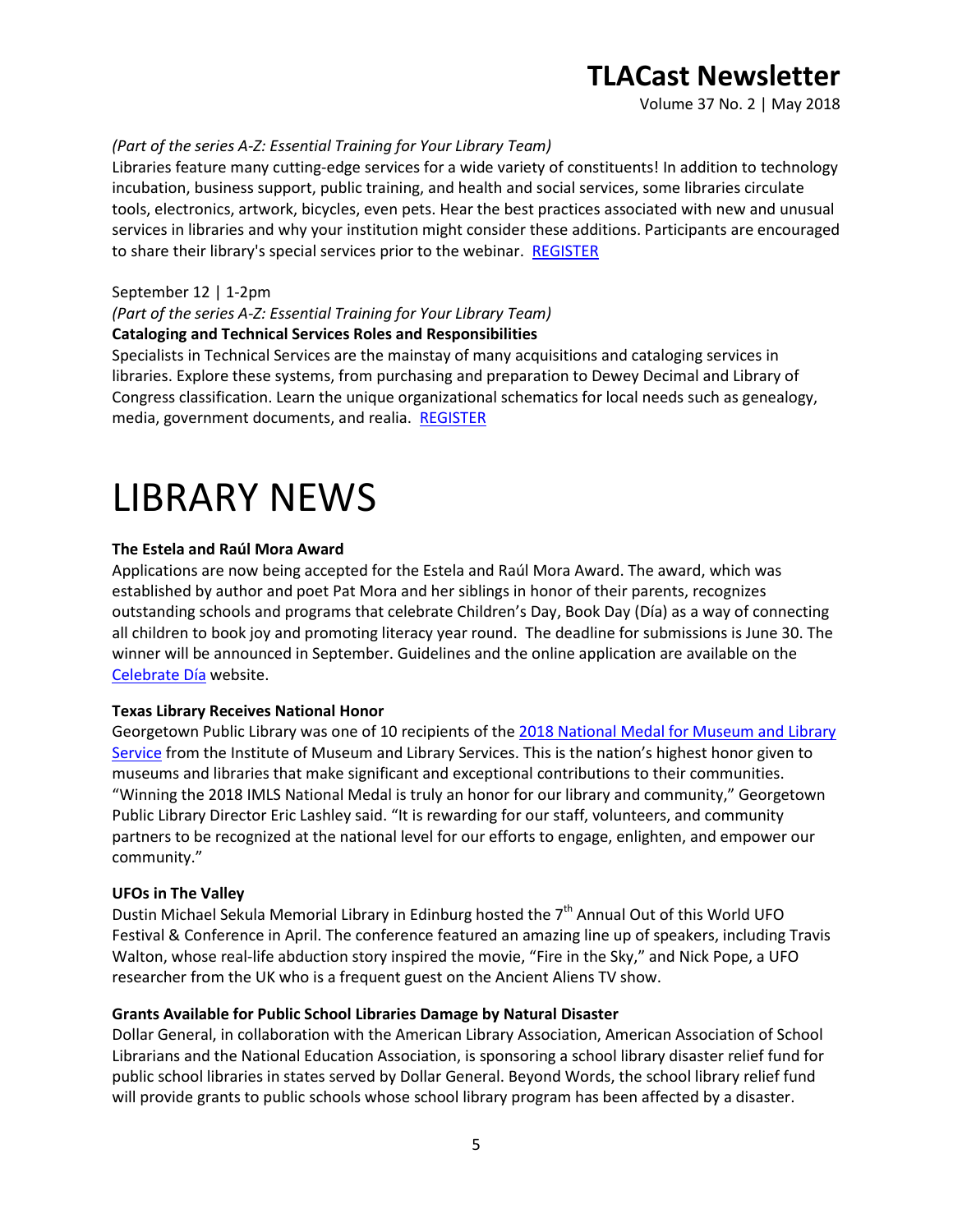*(Part of the series A-Z: Essential Training for Your Library Team)*

Libraries feature many cutting-edge services for a wide variety of constituents! In addition to technology incubation, business support, public training, and health and social services, some libraries circulate tools, electronics, artwork, bicycles, even pets. Hear the best practices associated with new and unusual services in libraries and why your institution might consider these additions. Participants are encouraged to share their library's special services prior to the webinar. REGISTER

September 12 | 1-2pm

*(Part of the series A-Z: Essential Training for Your Library Team)*

**Cataloging and Technical Services Roles and Responsibilities**

Specialists in Technical Services are the mainstay of many acquisitions and cataloging services in libraries. Explore these systems, from purchasing and preparation to Dewey Decimal and Library of Congress classification. Learn the unique organizational schematics for local needs such as genealogy, media, government documents, and realia. REGISTER

# LIBRARY NEWS

**The Estela and Raúl Mora Award**

Applications are now being accepted for the Estela and Raúl Mora Award. The award, which was established by author and poet Pat Mora and her siblings in honor of their parents, recognizes outstanding schools and programs that celebrate Children's Day, Book Day (Día) as a way of connecting all children to book joy and promoting literacy year round. The deadline for submissions is June 30. The winner will be announced in September. Guidelines and the online application are available on the Celebrate Día website.

**Texas Library Receives National Honor**

Georgetown Public Library was one of 10 recipients of the 2018 National Medal for Museum and Library Service from the Institute of Museum and Library Services. This is the nation's highest honor given to museums and libraries that make significant and exceptional contributions to their communities. "Winning the 2018 IMLS National Medal is truly an honor for our library and community," Georgetown Public Library Director Eric Lashley said. "It is rewarding for our staff, volunteers, and community partners to be recognized at the national level for our efforts to engage, enlighten, and empower our community."

**UFOs in The Valley**

Dustin Michael Sekula Memorial Library in Edinburg hosted the 7th Annual Out of this World UFO Festival & Conference in April. The conference featured an amazing line up of speakers, including Travis Walton, whose real-life abduction story inspired the movie, "Fire in the Sky," and Nick Pope, a UFO researcher from the UK who is a frequent guest on the Ancient Aliens TV show.

**Grants Available for Public School Libraries Damage by Natural Disaster**

Dollar General, in collaboration with the American Library Association, American Association of School Librarians and the National Education Association, is sponsoring a school library disaster relief fund for public school libraries in states served by Dollar General. Beyond Words, the school library relief fund will provide grants to public schools whose school library program has been affected by a disaster.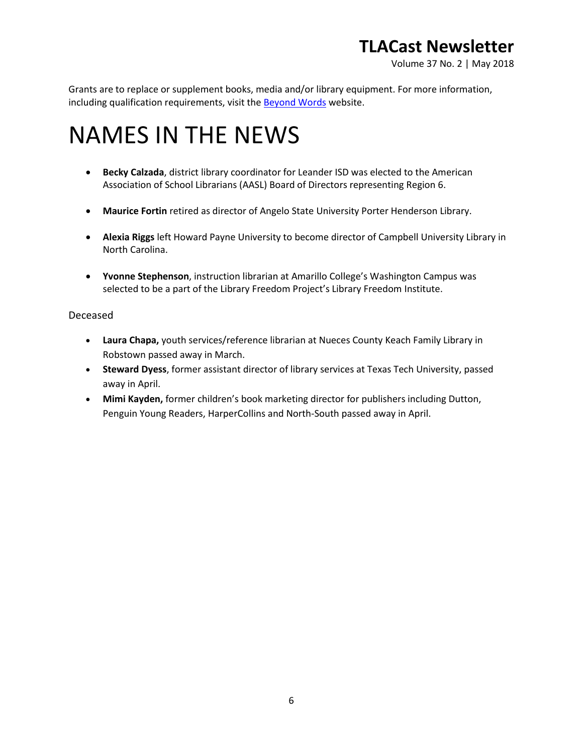Grants are to replace or supplement books, media and/or library equipment. For more information, including qualification requirements, visit the [Beyond Words](#) website.

# NAMES IN THE NEWS

- **Becky Calzada**, district library coordinator for Leander ISD was elected to the American Association of School Librarians (AASL) Board of Directors representing Region 6.

- **Maurice Fortin** retired as director of Angelo State University Porter Henderson Library.

- **Alexia Riggs** left Howard Payne University to become director of Campbell University Library in North Carolina.

- **Yvonne Stephenson**, instruction librarian at Amarillo College's Washington Campus was selected to be a part of the Library Freedom Project's Library Freedom Institute.

Deceased

- **Laura Chapa,** youth services/reference librarian at Nueces County Keach Family Library in Robstown passed away in March.
- **Steward Dyess**, former assistant director of library services at Texas Tech University, passed away in April.
- **Mimi Kayden,** former children's book marketing director for publishers including Dutton, Penguin Young Readers, HarperCollins and North-South passed away in April.